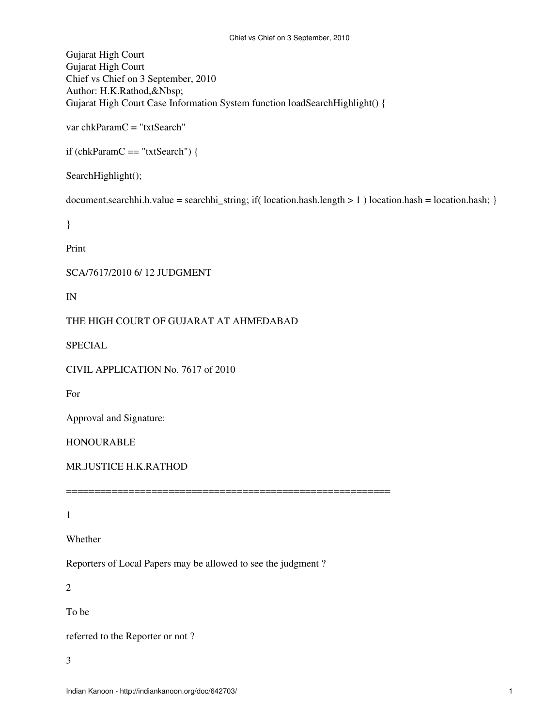Gujarat High Court
Gujarat High Court
Chief vs Chief on 3 September, 2010
Author: H.K.Rathod,&Nbsp;
Gujarat High Court Case Information System function loadSearchHighlight() {

var chkParamC = "txtSearch"

if (chkParamC == "txtSearch") {

SearchHighlight();

document.searchhi.h.value = searchhi_string; if( location.hash.length > 1 ) location.hash = location.hash; }

}

Print

SCA/7617/2010 6/ 12 JUDGMENT

IN

THE HIGH COURT OF GUJARAT AT AHMEDABAD

SPECIAL

CIVIL APPLICATION No. 7617 of 2010

For

Approval and Signature:

HONOURABLE

MR.JUSTICE H.K.RATHOD

=========================================================

1

Whether

Reporters of Local Papers may be allowed to see the judgment ?

2

To be

referred to the Reporter or not ?

3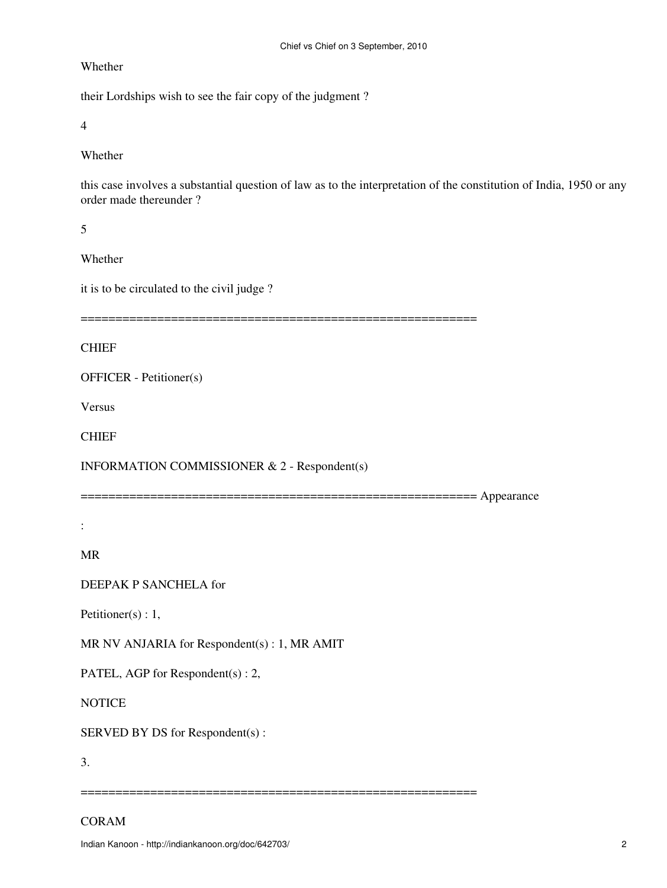Whether

their Lordships wish to see the fair copy of the judgment ?

4

Whether

this case involves a substantial question of law as to the interpretation of the constitution of India, 1950 or any order made thereunder ?

5

Whether

it is to be circulated to the civil judge ?

=========================================================

CHIEF

OFFICER - Petitioner(s)

Versus

CHIEF

INFORMATION COMMISSIONER & 2 - Respondent(s)

========================================================= Appearance

:

MR

DEEPAK P SANCHELA for

Petitioner(s) : 1,

MR NV ANJARIA for Respondent(s) : 1, MR AMIT

PATEL, AGP for Respondent(s) : 2,

NOTICE

SERVED BY DS for Respondent(s) :

3.

=========================================================

CORAM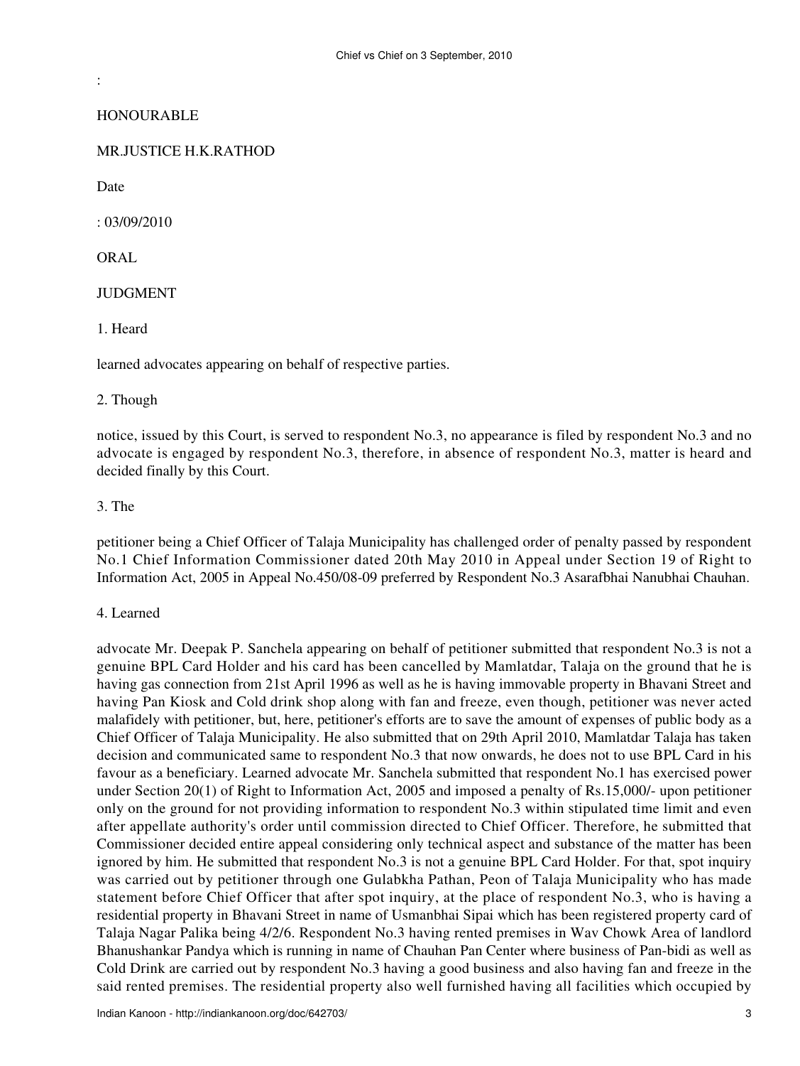:

HONOURABLE

MR.JUSTICE H.K.RATHOD

Date

: 03/09/2010

ORAL

JUDGMENT

1. Heard

learned advocates appearing on behalf of respective parties.

2. Though

notice, issued by this Court, is served to respondent No.3, no appearance is filed by respondent No.3 and no advocate is engaged by respondent No.3, therefore, in absence of respondent No.3, matter is heard and decided finally by this Court.

3. The

petitioner being a Chief Officer of Talaja Municipality has challenged order of penalty passed by respondent No.1 Chief Information Commissioner dated 20th May 2010 in Appeal under Section 19 of Right to Information Act, 2005 in Appeal No.450/08-09 preferred by Respondent No.3 Asarafbhai Nanubhai Chauhan.

4. Learned

advocate Mr. Deepak P. Sanchela appearing on behalf of petitioner submitted that respondent No.3 is not a genuine BPL Card Holder and his card has been cancelled by Mamlatdar, Talaja on the ground that he is having gas connection from 21st April 1996 as well as he is having immovable property in Bhavani Street and having Pan Kiosk and Cold drink shop along with fan and freeze, even though, petitioner was never acted malafidely with petitioner, but, here, petitioner's efforts are to save the amount of expenses of public body as a Chief Officer of Talaja Municipality. He also submitted that on 29th April 2010, Mamlatdar Talaja has taken decision and communicated same to respondent No.3 that now onwards, he does not to use BPL Card in his favour as a beneficiary. Learned advocate Mr. Sanchela submitted that respondent No.1 has exercised power under Section 20(1) of Right to Information Act, 2005 and imposed a penalty of Rs.15,000/- upon petitioner only on the ground for not providing information to respondent No.3 within stipulated time limit and even after appellate authority's order until commission directed to Chief Officer. Therefore, he submitted that Commissioner decided entire appeal considering only technical aspect and substance of the matter has been ignored by him. He submitted that respondent No.3 is not a genuine BPL Card Holder. For that, spot inquiry was carried out by petitioner through one Gulabkha Pathan, Peon of Talaja Municipality who has made statement before Chief Officer that after spot inquiry, at the place of respondent No.3, who is having a residential property in Bhavani Street in name of Usmanbhai Sipai which has been registered property card of Talaja Nagar Palika being 4/2/6. Respondent No.3 having rented premises in Wav Chowk Area of landlord Bhanushankar Pandya which is running in name of Chauhan Pan Center where business of Pan-bidi as well as Cold Drink are carried out by respondent No.3 having a good business and also having fan and freeze in the said rented premises. The residential property also well furnished having all facilities which occupied by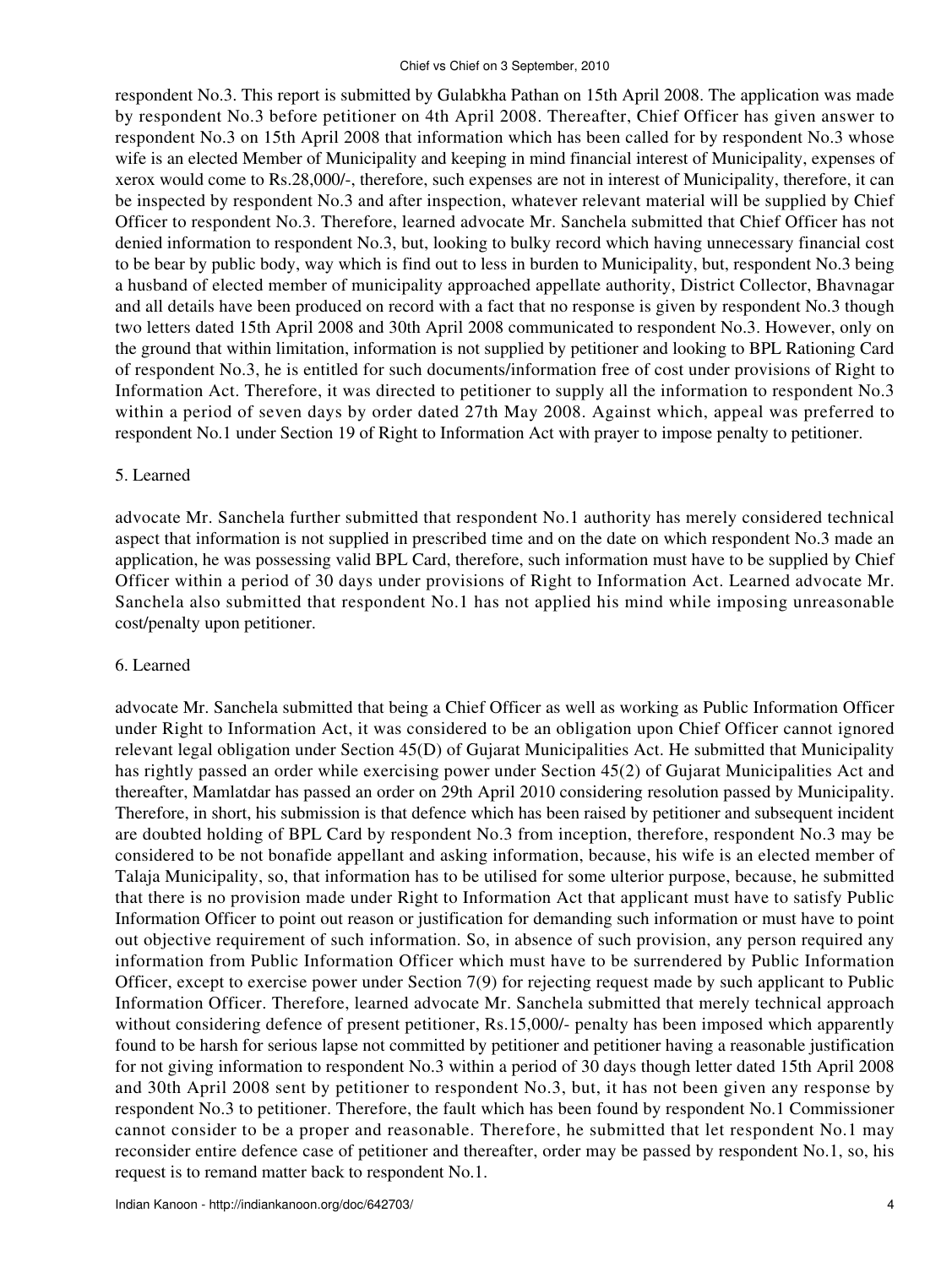respondent No.3. This report is submitted by Gulabkha Pathan on 15th April 2008. The application was made by respondent No.3 before petitioner on 4th April 2008. Thereafter, Chief Officer has given answer to respondent No.3 on 15th April 2008 that information which has been called for by respondent No.3 whose wife is an elected Member of Municipality and keeping in mind financial interest of Municipality, expenses of xerox would come to Rs.28,000/-, therefore, such expenses are not in interest of Municipality, therefore, it can be inspected by respondent No.3 and after inspection, whatever relevant material will be supplied by Chief Officer to respondent No.3. Therefore, learned advocate Mr. Sanchela submitted that Chief Officer has not denied information to respondent No.3, but, looking to bulky record which having unnecessary financial cost to be bear by public body, way which is find out to less in burden to Municipality, but, respondent No.3 being a husband of elected member of municipality approached appellate authority, District Collector, Bhavnagar and all details have been produced on record with a fact that no response is given by respondent No.3 though two letters dated 15th April 2008 and 30th April 2008 communicated to respondent No.3. However, only on the ground that within limitation, information is not supplied by petitioner and looking to BPL Rationing Card of respondent No.3, he is entitled for such documents/information free of cost under provisions of Right to Information Act. Therefore, it was directed to petitioner to supply all the information to respondent No.3 within a period of seven days by order dated 27th May 2008. Against which, appeal was preferred to respondent No.1 under Section 19 of Right to Information Act with prayer to impose penalty to petitioner.

5. Learned

advocate Mr. Sanchela further submitted that respondent No.1 authority has merely considered technical aspect that information is not supplied in prescribed time and on the date on which respondent No.3 made an application, he was possessing valid BPL Card, therefore, such information must have to be supplied by Chief Officer within a period of 30 days under provisions of Right to Information Act. Learned advocate Mr. Sanchela also submitted that respondent No.1 has not applied his mind while imposing unreasonable cost/penalty upon petitioner.

6. Learned

advocate Mr. Sanchela submitted that being a Chief Officer as well as working as Public Information Officer under Right to Information Act, it was considered to be an obligation upon Chief Officer cannot ignored relevant legal obligation under Section 45(D) of Gujarat Municipalities Act. He submitted that Municipality has rightly passed an order while exercising power under Section 45(2) of Gujarat Municipalities Act and thereafter, Mamlatdar has passed an order on 29th April 2010 considering resolution passed by Municipality. Therefore, in short, his submission is that defence which has been raised by petitioner and subsequent incident are doubted holding of BPL Card by respondent No.3 from inception, therefore, respondent No.3 may be considered to be not bonafide appellant and asking information, because, his wife is an elected member of Talaja Municipality, so, that information has to be utilised for some ulterior purpose, because, he submitted that there is no provision made under Right to Information Act that applicant must have to satisfy Public Information Officer to point out reason or justification for demanding such information or must have to point out objective requirement of such information. So, in absence of such provision, any person required any information from Public Information Officer which must have to be surrendered by Public Information Officer, except to exercise power under Section 7(9) for rejecting request made by such applicant to Public Information Officer. Therefore, learned advocate Mr. Sanchela submitted that merely technical approach without considering defence of present petitioner, Rs.15,000/- penalty has been imposed which apparently found to be harsh for serious lapse not committed by petitioner and petitioner having a reasonable justification for not giving information to respondent No.3 within a period of 30 days though letter dated 15th April 2008 and 30th April 2008 sent by petitioner to respondent No.3, but, it has not been given any response by respondent No.3 to petitioner. Therefore, the fault which has been found by respondent No.1 Commissioner cannot consider to be a proper and reasonable. Therefore, he submitted that let respondent No.1 may reconsider entire defence case of petitioner and thereafter, order may be passed by respondent No.1, so, his request is to remand matter back to respondent No.1.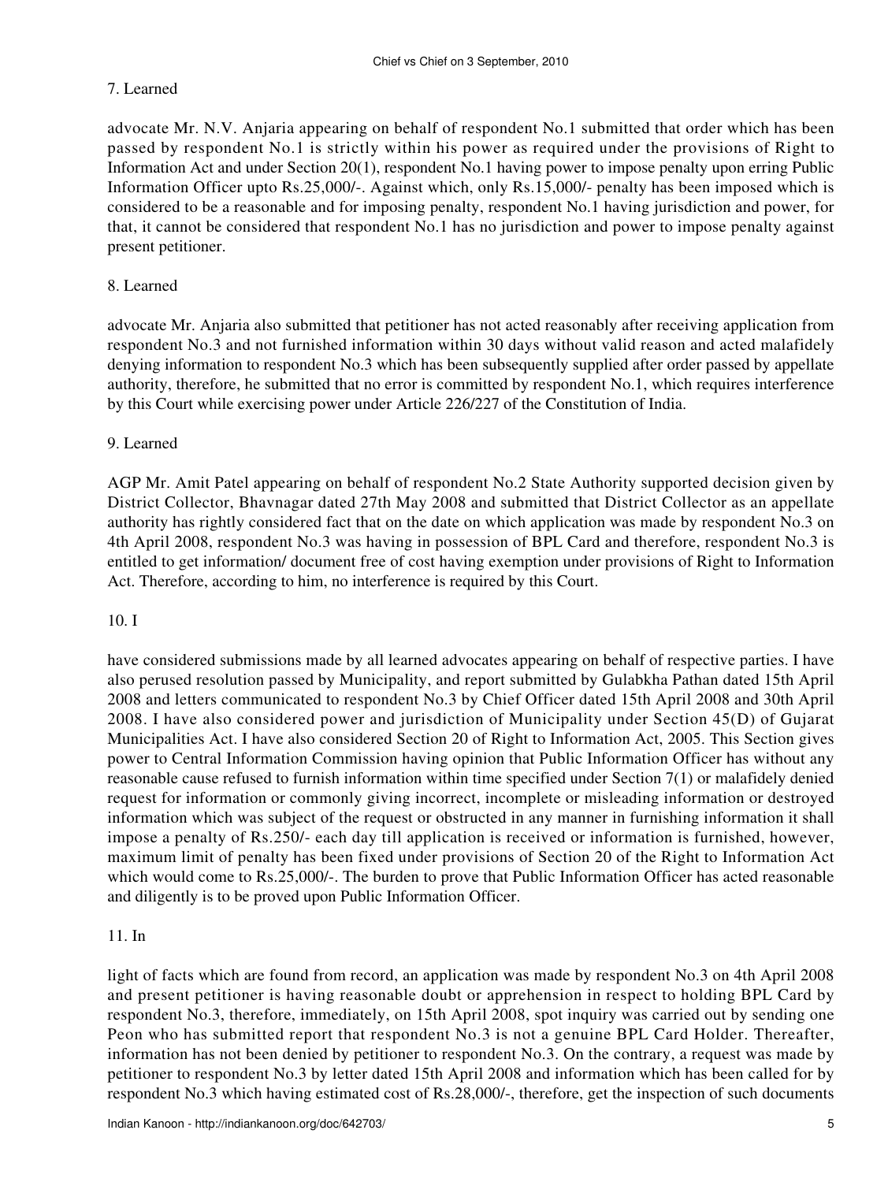7. Learned

advocate Mr. N.V. Anjaria appearing on behalf of respondent No.1 submitted that order which has been passed by respondent No.1 is strictly within his power as required under the provisions of Right to Information Act and under Section 20(1), respondent No.1 having power to impose penalty upon erring Public Information Officer upto Rs.25,000/-. Against which, only Rs.15,000/- penalty has been imposed which is considered to be a reasonable and for imposing penalty, respondent No.1 having jurisdiction and power, for that, it cannot be considered that respondent No.1 has no jurisdiction and power to impose penalty against present petitioner.

8. Learned

advocate Mr. Anjaria also submitted that petitioner has not acted reasonably after receiving application from respondent No.3 and not furnished information within 30 days without valid reason and acted malafidely denying information to respondent No.3 which has been subsequently supplied after order passed by appellate authority, therefore, he submitted that no error is committed by respondent No.1, which requires interference by this Court while exercising power under Article 226/227 of the Constitution of India.

9. Learned

AGP Mr. Amit Patel appearing on behalf of respondent No.2 State Authority supported decision given by District Collector, Bhavnagar dated 27th May 2008 and submitted that District Collector as an appellate authority has rightly considered fact that on the date on which application was made by respondent No.3 on 4th April 2008, respondent No.3 was having in possession of BPL Card and therefore, respondent No.3 is entitled to get information/ document free of cost having exemption under provisions of Right to Information Act. Therefore, according to him, no interference is required by this Court.

10. I

have considered submissions made by all learned advocates appearing on behalf of respective parties. I have also perused resolution passed by Municipality, and report submitted by Gulabkha Pathan dated 15th April 2008 and letters communicated to respondent No.3 by Chief Officer dated 15th April 2008 and 30th April 2008. I have also considered power and jurisdiction of Municipality under Section 45(D) of Gujarat Municipalities Act. I have also considered Section 20 of Right to Information Act, 2005. This Section gives power to Central Information Commission having opinion that Public Information Officer has without any reasonable cause refused to furnish information within time specified under Section 7(1) or malafidely denied request for information or commonly giving incorrect, incomplete or misleading information or destroyed information which was subject of the request or obstructed in any manner in furnishing information it shall impose a penalty of Rs.250/- each day till application is received or information is furnished, however, maximum limit of penalty has been fixed under provisions of Section 20 of the Right to Information Act which would come to Rs.25,000/-. The burden to prove that Public Information Officer has acted reasonable and diligently is to be proved upon Public Information Officer.

11. In

light of facts which are found from record, an application was made by respondent No.3 on 4th April 2008 and present petitioner is having reasonable doubt or apprehension in respect to holding BPL Card by respondent No.3, therefore, immediately, on 15th April 2008, spot inquiry was carried out by sending one Peon who has submitted report that respondent No.3 is not a genuine BPL Card Holder. Thereafter, information has not been denied by petitioner to respondent No.3. On the contrary, a request was made by petitioner to respondent No.3 by letter dated 15th April 2008 and information which has been called for by respondent No.3 which having estimated cost of Rs.28,000/-, therefore, get the inspection of such documents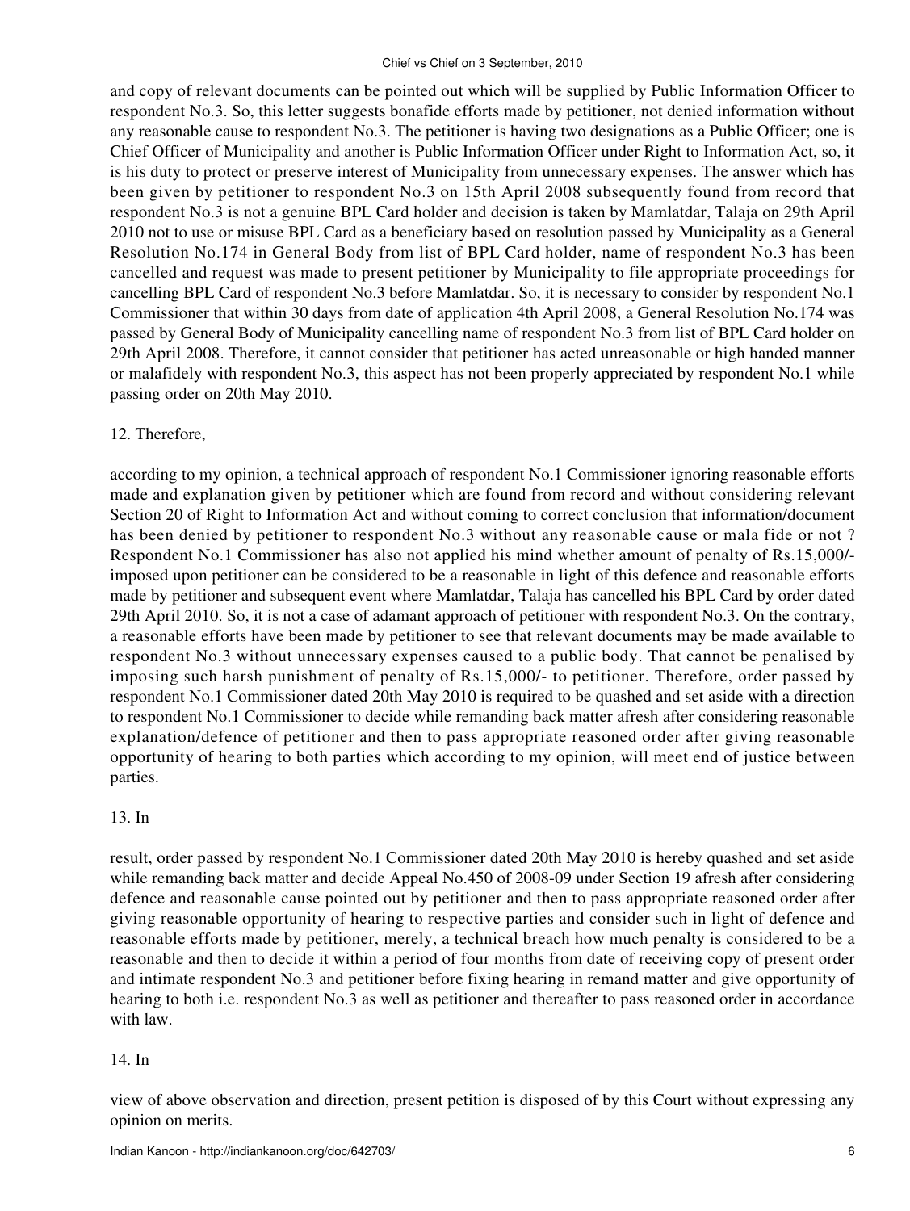and copy of relevant documents can be pointed out which will be supplied by Public Information Officer to respondent No.3. So, this letter suggests bonafide efforts made by petitioner, not denied information without any reasonable cause to respondent No.3. The petitioner is having two designations as a Public Officer; one is Chief Officer of Municipality and another is Public Information Officer under Right to Information Act, so, it is his duty to protect or preserve interest of Municipality from unnecessary expenses. The answer which has been given by petitioner to respondent No.3 on 15th April 2008 subsequently found from record that respondent No.3 is not a genuine BPL Card holder and decision is taken by Mamlatdar, Talaja on 29th April 2010 not to use or misuse BPL Card as a beneficiary based on resolution passed by Municipality as a General Resolution No.174 in General Body from list of BPL Card holder, name of respondent No.3 has been cancelled and request was made to present petitioner by Municipality to file appropriate proceedings for cancelling BPL Card of respondent No.3 before Mamlatdar. So, it is necessary to consider by respondent No.1 Commissioner that within 30 days from date of application 4th April 2008, a General Resolution No.174 was passed by General Body of Municipality cancelling name of respondent No.3 from list of BPL Card holder on 29th April 2008. Therefore, it cannot consider that petitioner has acted unreasonable or high handed manner or malafidely with respondent No.3, this aspect has not been properly appreciated by respondent No.1 while passing order on 20th May 2010.

12. Therefore,

according to my opinion, a technical approach of respondent No.1 Commissioner ignoring reasonable efforts made and explanation given by petitioner which are found from record and without considering relevant Section 20 of Right to Information Act and without coming to correct conclusion that information/document has been denied by petitioner to respondent No.3 without any reasonable cause or mala fide or not ? Respondent No.1 Commissioner has also not applied his mind whether amount of penalty of Rs.15,000/- imposed upon petitioner can be considered to be a reasonable in light of this defence and reasonable efforts made by petitioner and subsequent event where Mamlatdar, Talaja has cancelled his BPL Card by order dated 29th April 2010. So, it is not a case of adamant approach of petitioner with respondent No.3. On the contrary, a reasonable efforts have been made by petitioner to see that relevant documents may be made available to respondent No.3 without unnecessary expenses caused to a public body. That cannot be penalised by imposing such harsh punishment of penalty of Rs.15,000/- to petitioner. Therefore, order passed by respondent No.1 Commissioner dated 20th May 2010 is required to be quashed and set aside with a direction to respondent No.1 Commissioner to decide while remanding back matter afresh after considering reasonable explanation/defence of petitioner and then to pass appropriate reasoned order after giving reasonable opportunity of hearing to both parties which according to my opinion, will meet end of justice between parties.

13. In

result, order passed by respondent No.1 Commissioner dated 20th May 2010 is hereby quashed and set aside while remanding back matter and decide Appeal No.450 of 2008-09 under Section 19 afresh after considering defence and reasonable cause pointed out by petitioner and then to pass appropriate reasoned order after giving reasonable opportunity of hearing to respective parties and consider such in light of defence and reasonable efforts made by petitioner, merely, a technical breach how much penalty is considered to be a reasonable and then to decide it within a period of four months from date of receiving copy of present order and intimate respondent No.3 and petitioner before fixing hearing in remand matter and give opportunity of hearing to both i.e. respondent No.3 as well as petitioner and thereafter to pass reasoned order in accordance with law.

14. In

view of above observation and direction, present petition is disposed of by this Court without expressing any opinion on merits.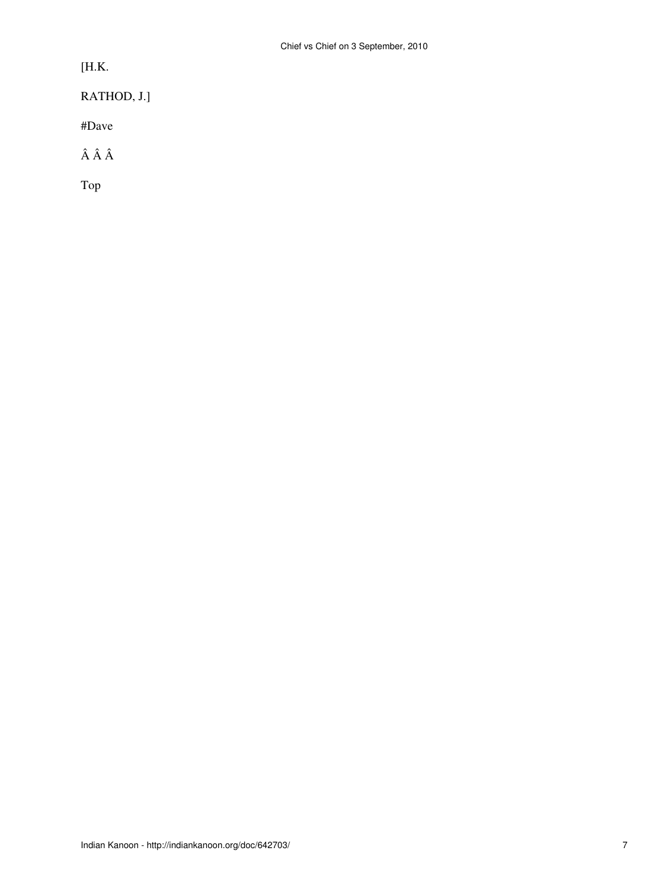[H.K.

RATHOD, J.]

#Dave

Â Â Â

Top